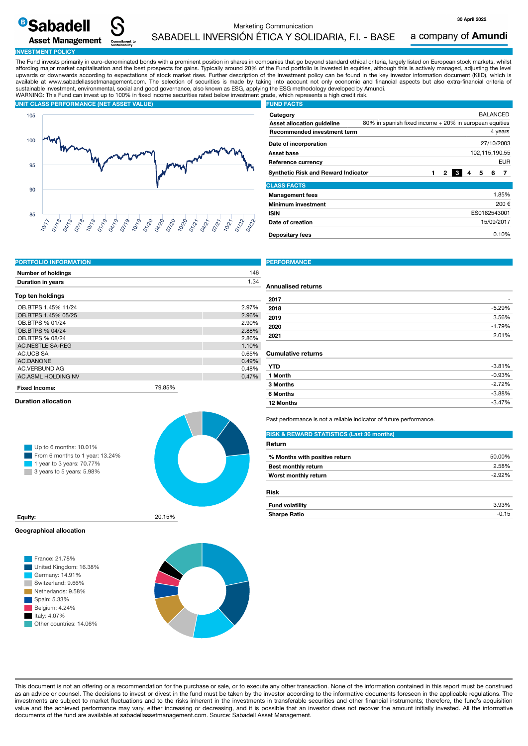Marketing Communication

# SABADELL INVERSIÓN ÉTICA Y SOLIDARIA, F.I. - BASE

30 April 2022

## INVESTMENT POLICY

The Fund invests primarily in euro-denominated bonds with a prominent position in shares in companies that go beyond standard ethical criteria, largely listed on European stock markets, whilst affording major market capitalisation and the best prospects for gains. Typically around 20% of the Fund portfolio is invested in equities, although this is actively managed, adjusting the level upwards or downwards according to expectations of stock market rises. Further description of the investment policy can be found in the key investor information document (KIID), which is available at www.sabadellassetmanagement.com. The selection of securities is made by taking into account not only economic and financial aspects but also extra-financial criteria of sustainable investment, environmental, social and good governance, also known as ESG, applying the ESG methodology developed by Amundi.
WARNING: This Fund can invest up to 100% in fixed income securities rated below investment grade, which represents a high credit risk.

## UNIT CLASS PERFORMANCE (NET ASSET VALUE)

## FUND FACTS

| | |
|---|---|
| Category | BALANCED |
| Asset allocation guideline | 80% in spanish fixed income + 20% in european equities |
| Recommended investment term | 4 years |
| Date of incorporation | 27/10/2003 |
| Asset base | 102,115,190.55 |
| Reference currency | EUR |
| Synthetic Risk and Reward Indicator | 1 2 **3** 4 5 6 7 |

## CLASS FACTS

| | |
|---|---|
| Management fees | 1.85% |
| Minimum investment | 200 € |
| ISIN | ES0182543001 |
| Date of creation | 15/09/2017 |
| Depositary fees | 0.10% |

## PORTFOLIO INFORMATION

| | |
|---|---|
| Number of holdings | 146 |
| Duration in years | 1.34 |

### Top ten holdings

| | |
|---|---|
| OB.BTPS 1.45% 11/24 | 2.97% |
| OB.BTPS 1.45% 05/25 | 2.96% |
| OB.BTPS % 01/24 | 2.90% |
| OB.BTPS % 04/24 | 2.88% |
| OB.BTPS % 08/24 | 2.86% |
| AC.NESTLE SA-REG | 1.10% |
| AC.UCB SA | 0.65% |
| AC.DANONE | 0.49% |
| AC.VERBUND AG | 0.48% |
| AC.ASML HOLDING NV | 0.47% |

**Fixed Income:** 79.85%

### Duration allocation

- Up to 6 months: 10.01%
- From 6 months to 1 year: 13.24%
- 1 year to 3 years: 70.77%
- 3 years to 5 years: 5.98%

**Equity:** 20.15%

### Geographical allocation

- France: 21.78%
- United Kingdom: 16.38%
- Germany: 14.91%
- Switzerland: 9.66%
- Netherlands: 9.58%
- Spain: 5.33%
- Belgium: 4.24%
- Italy: 4.07%
- Other countries: 14.06%

## PERFORMANCE

### Annualised returns

| | |
|---|---|
| 2017 | - |
| 2018 | -5.29% |
| 2019 | 3.56% |
| 2020 | -1.79% |
| 2021 | 2.01% |

### Cumulative returns

| | |
|---|---|
| YTD | -3.81% |
| 1 Month | -0.93% |
| 3 Months | -2.72% |
| 6 Months | -3.88% |
| 12 Months | -3.47% |

Past performance is not a reliable indicator of future performance.

## RISK & REWARD STATISTICS (Last 36 months)

### Return

| | |
|---|---|
| % Months with positive return | 50.00% |
| Best monthly return | 2.58% |
| Worst monthly return | -2.92% |

### Risk

| | |
|---|---|
| Fund volatility | 3.93% |
| Sharpe Ratio | -0.15 |

This document is not an offering or a recommendation for the purchase or sale, or to execute any other transaction. None of the information contained in this report must be construed as an advice or counsel. The decisions to invest or divest in the fund must be taken by the investor according to the informative documents foreseen in the applicable regulations. The investments are subject to market fluctuations and to the risks inherent in the investments in transferable securities and other financial instruments; therefore, the fund's acquisition value and the achieved performance may vary, either increasing or decreasing, and it is possible that an investor does not recover the amount initially invested. All the informative documents of the fund are available at sabadellassetmanagement.com. Source: Sabadell Asset Management.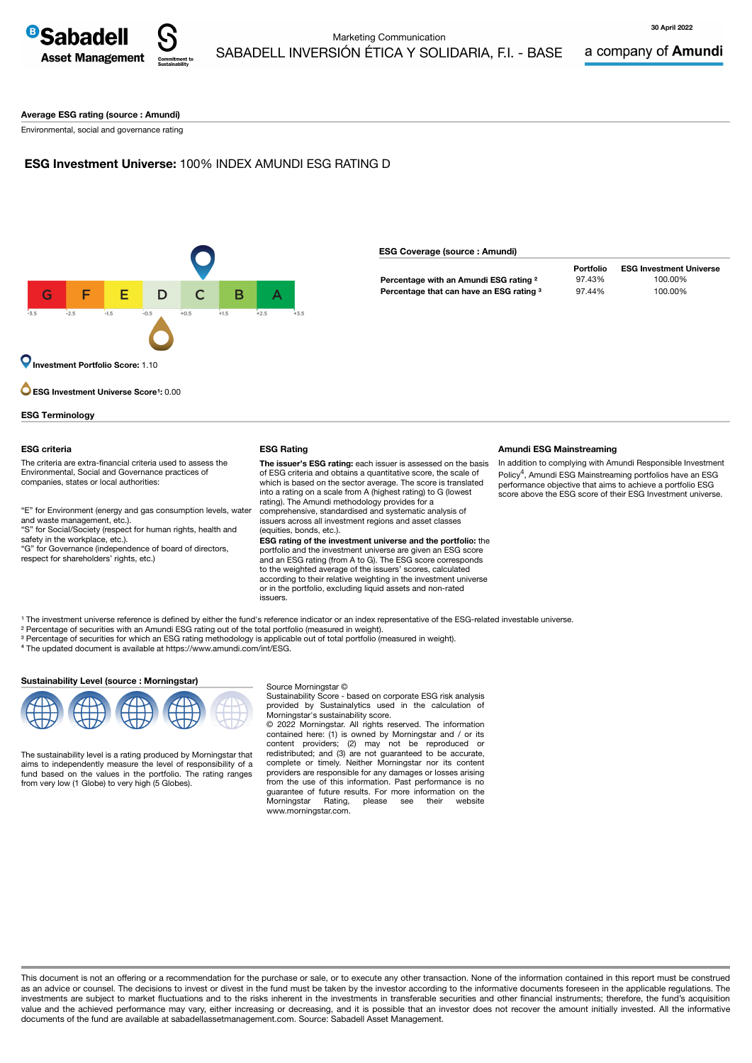Marketing Communication

SABADELL INVERSIÓN ÉTICA Y SOLIDARIA, F.I. - BASE

30 April 2022

### Average ESG rating (source : Amundi)

Environmental, social and governance rating

**ESG Investment Universe:** 100% INDEX AMUNDI ESG RATING D

G F E D C B A

-3.5 -2.5 -1.5 -0.5 +0.5 +1.5 +2.5 +3.5

**Investment Portfolio Score:** 1.10

**ESG Investment Universe Score[1]:** 0.00

### ESG Coverage (source : Amundi)

| | Portfolio | ESG Investment Universe |
|---|---|---|
| **Percentage with an Amundi ESG rating [2]** | 97.43% | 100.00% |
| **Percentage that can have an ESG rating [3]** | 97.44% | 100.00% |

### ESG Terminology

#### ESG criteria

The criteria are extra-financial criteria used to assess the Environmental, Social and Governance practices of companies, states or local authorities:

"E" for Environment (energy and gas consumption levels, water and waste management, etc.).
"S" for Social/Society (respect for human rights, health and safety in the workplace, etc.).
"G" for Governance (independence of board of directors, respect for shareholders' rights, etc.)

#### ESG Rating

**The issuer's ESG rating:** each issuer is assessed on the basis of ESG criteria and obtains a quantitative score, the scale of which is based on the sector average. The score is translated into a rating on a scale from A (highest rating) to G (lowest rating). The Amundi methodology provides for a comprehensive, standardised and systematic analysis of issuers across all investment regions and asset classes (equities, bonds, etc.).
**ESG rating of the investment universe and the portfolio:** the portfolio and the investment universe are given an ESG score and an ESG rating (from A to G). The ESG score corresponds to the weighted average of the issuers' scores, calculated according to their relative weighting in the investment universe or in the portfolio, excluding liquid assets and non-rated issuers.

#### Amundi ESG Mainstreaming

In addition to complying with Amundi Responsible Investment Policy[4], Amundi ESG Mainstreaming portfolios have an ESG performance objective that aims to achieve a portfolio ESG score above the ESG score of their ESG Investment universe.

[1] The investment universe reference is defined by either the fund's reference indicator or an index representative of the ESG-related investable universe.
[2] Percentage of securities with an Amundi ESG rating out of the total portfolio (measured in weight).
[3] Percentage of securities for which an ESG rating methodology is applicable out of total portfolio (measured in weight).
[4] The updated document is available at https://www.amundi.com/int/ESG.

### Sustainability Level (source : Morningstar)

The sustainability level is a rating produced by Morningstar that aims to independently measure the level of responsibility of a fund based on the values in the portfolio. The rating ranges from very low (1 Globe) to very high (5 Globes).

Source Morningstar ©
Sustainability Score - based on corporate ESG risk analysis provided by Sustainalytics used in the calculation of Morningstar's sustainability score.
© 2022 Morningstar. All rights reserved. The information contained here: (1) is owned by Morningstar and / or its content providers; (2) may not be reproduced or redistributed; and (3) are not guaranteed to be accurate, complete or timely. Neither Morningstar nor its content providers are responsible for any damages or losses arising from the use of this information. Past performance is no guarantee of future results. For more information on the Morningstar Rating, please see their website www.morningstar.com.

This document is not an offering or a recommendation for the purchase or sale, or to execute any other transaction. None of the information contained in this report must be construed as an advice or counsel. The decisions to invest or divest in the fund must be taken by the investor according to the informative documents foreseen in the applicable regulations. The investments are subject to market fluctuations and to the risks inherent in the investments in transferable securities and other financial instruments; therefore, the fund's acquisition value and the achieved performance may vary, either increasing or decreasing, and it is possible that an investor does not recover the amount initially invested. All the informative documents of the fund are available at sabadellassetmanagement.com. Source: Sabadell Asset Management.